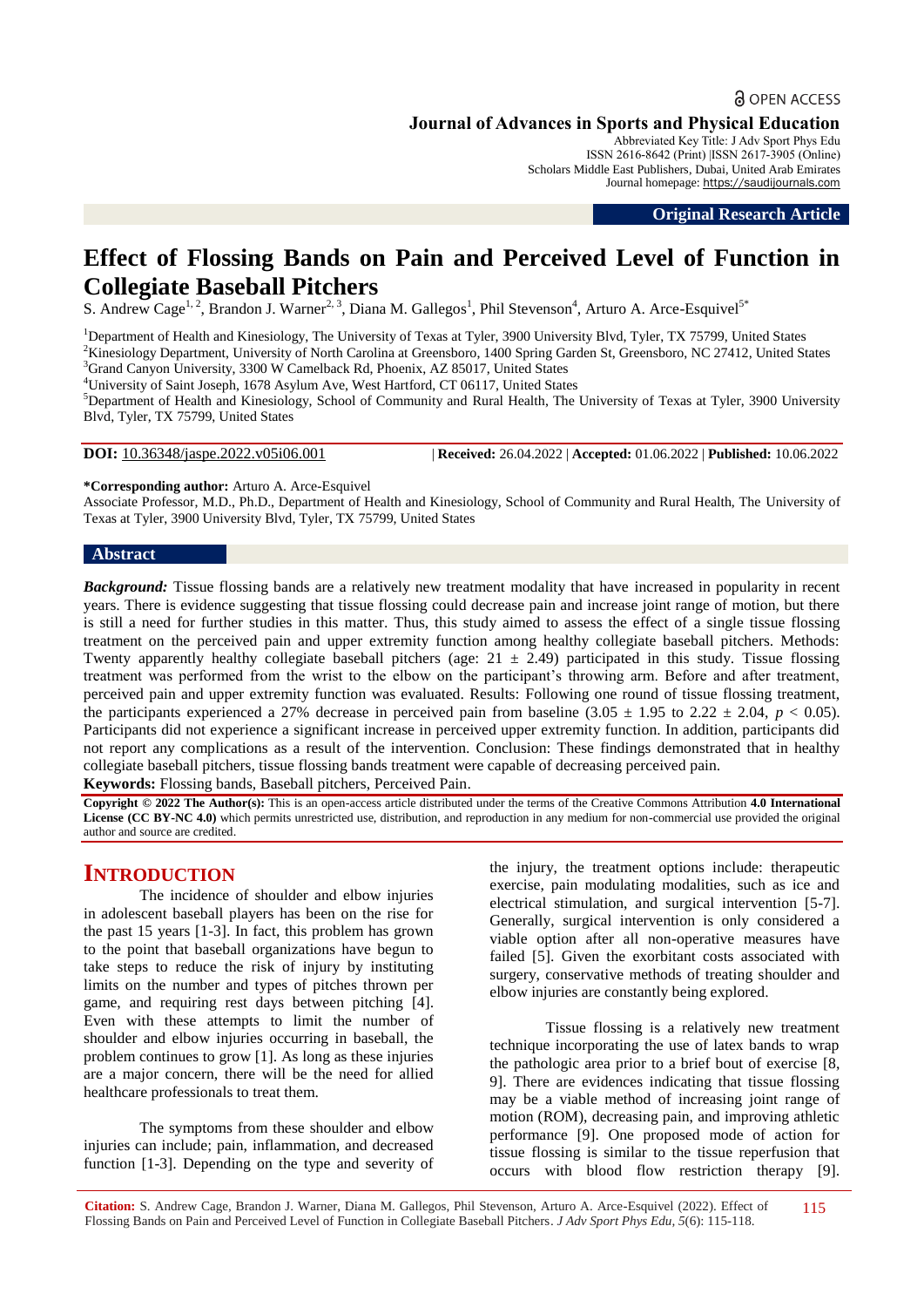Open Access

**Journal of Advances in Sports and Physical Education**
Abbreviated Key Title: J Adv Sport Phys Edu
ISSN 2616-8642 (Print) |ISSN 2617-3905 (Online)
Scholars Middle East Publishers, Dubai, United Arab Emirates
Journal homepage: https://saudijournals.com

**Original Research Article**

# Effect of Flossing Bands on Pain and Perceived Level of Function in Collegiate Baseball Pitchers

S. Andrew Cage[1, 2], Brandon J. Warner[2, 3], Diana M. Gallegos[1], Phil Stevenson[4], Arturo A. Arce-Esquivel[5*]

[1]Department of Health and Kinesiology, The University of Texas at Tyler, 3900 University Blvd, Tyler, TX 75799, United States
[2]Kinesiology Department, University of North Carolina at Greensboro, 1400 Spring Garden St, Greensboro, NC 27412, United States
[3]Grand Canyon University, 3300 W Camelback Rd, Phoenix, AZ 85017, United States
[4]University of Saint Joseph, 1678 Asylum Ave, West Hartford, CT 06117, United States
[5]Department of Health and Kinesiology, School of Community and Rural Health, The University of Texas at Tyler, 3900 University Blvd, Tyler, TX 75799, United States

**DOI:** 10.36348/jaspe.2022.v05i06.001 | **Received:** 26.04.2022 | **Accepted:** 01.06.2022 | **Published:** 10.06.2022

**\*Corresponding author:** Arturo A. Arce-Esquivel
Associate Professor, M.D., Ph.D., Department of Health and Kinesiology, School of Community and Rural Health, The University of Texas at Tyler, 3900 University Blvd, Tyler, TX 75799, United States

## Abstract

***Background:*** Tissue flossing bands are a relatively new treatment modality that have increased in popularity in recent years. There is evidence suggesting that tissue flossing could decrease pain and increase joint range of motion, but there is still a need for further studies in this matter. Thus, this study aimed to assess the effect of a single tissue flossing treatment on the perceived pain and upper extremity function among healthy collegiate baseball pitchers. Methods: Twenty apparently healthy collegiate baseball pitchers (age: 21 ± 2.49) participated in this study. Tissue flossing treatment was performed from the wrist to the elbow on the participant's throwing arm. Before and after treatment, perceived pain and upper extremity function was evaluated. Results: Following one round of tissue flossing treatment, the participants experienced a 27% decrease in perceived pain from baseline (3.05 ± 1.95 to 2.22 ± 2.04, $p < 0.05$). Participants did not experience a significant increase in perceived upper extremity function. In addition, participants did not report any complications as a result of the intervention. Conclusion: These findings demonstrated that in healthy collegiate baseball pitchers, tissue flossing bands treatment were capable of decreasing perceived pain.

**Keywords:** Flossing bands, Baseball pitchers, Perceived Pain.

**Copyright © 2022 The Author(s):** This is an open-access article distributed under the terms of the Creative Commons Attribution **4.0 International License (CC BY-NC 4.0)** which permits unrestricted use, distribution, and reproduction in any medium for non-commercial use provided the original author and source are credited.

## INTRODUCTION

The incidence of shoulder and elbow injuries in adolescent baseball players has been on the rise for the past 15 years [1-3]. In fact, this problem has grown to the point that baseball organizations have begun to take steps to reduce the risk of injury by instituting limits on the number and types of pitches thrown per game, and requiring rest days between pitching [4]. Even with these attempts to limit the number of shoulder and elbow injuries occurring in baseball, the problem continues to grow [1]. As long as these injuries are a major concern, there will be the need for allied healthcare professionals to treat them.

The symptoms from these shoulder and elbow injuries can include; pain, inflammation, and decreased function [1-3]. Depending on the type and severity of the injury, the treatment options include: therapeutic exercise, pain modulating modalities, such as ice and electrical stimulation, and surgical intervention [5-7]. Generally, surgical intervention is only considered a viable option after all non-operative measures have failed [5]. Given the exorbitant costs associated with surgery, conservative methods of treating shoulder and elbow injuries are constantly being explored.

Tissue flossing is a relatively new treatment technique incorporating the use of latex bands to wrap the pathologic area prior to a brief bout of exercise [8, 9]. There are evidences indicating that tissue flossing may be a viable method of increasing joint range of motion (ROM), decreasing pain, and improving athletic performance [9]. One proposed mode of action for tissue flossing is similar to the tissue reperfusion that occurs with blood flow restriction therapy [9].

**Citation:** S. Andrew Cage, Brandon J. Warner, Diana M. Gallegos, Phil Stevenson, Arturo A. Arce-Esquivel (2022). Effect of Flossing Bands on Pain and Perceived Level of Function in Collegiate Baseball Pitchers. *J Adv Sport Phys Edu, 5*(6): 115-118.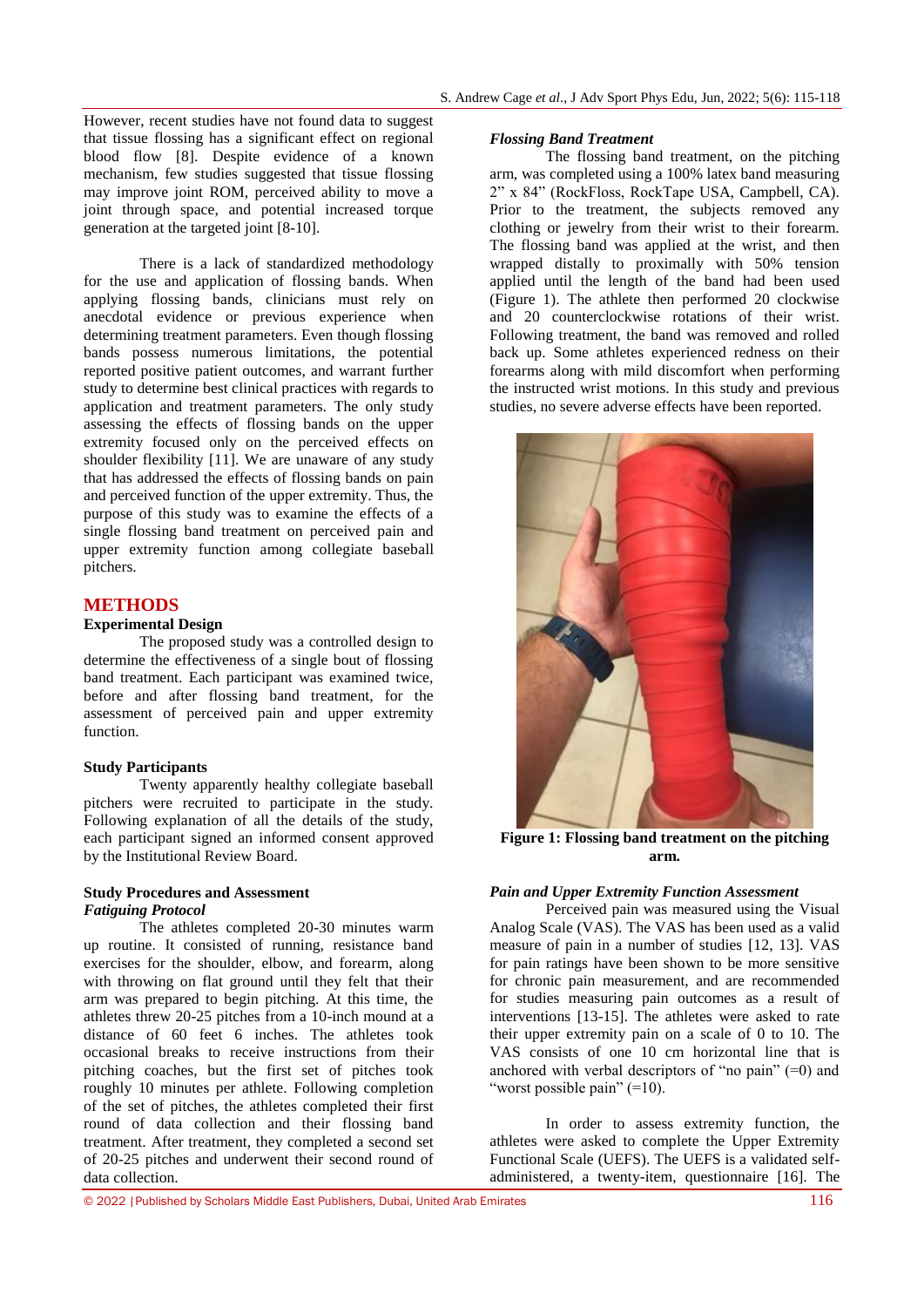However, recent studies have not found data to suggest that tissue flossing has a significant effect on regional blood flow [8]. Despite evidence of a known mechanism, few studies suggested that tissue flossing may improve joint ROM, perceived ability to move a joint through space, and potential increased torque generation at the targeted joint [8-10].

There is a lack of standardized methodology for the use and application of flossing bands. When applying flossing bands, clinicians must rely on anecdotal evidence or previous experience when determining treatment parameters. Even though flossing bands possess numerous limitations, the potential reported positive patient outcomes, and warrant further study to determine best clinical practices with regards to application and treatment parameters. The only study assessing the effects of flossing bands on the upper extremity focused only on the perceived effects on shoulder flexibility [11]. We are unaware of any study that has addressed the effects of flossing bands on pain and perceived function of the upper extremity. Thus, the purpose of this study was to examine the effects of a single flossing band treatment on perceived pain and upper extremity function among collegiate baseball pitchers.

## METHODS

### Experimental Design

The proposed study was a controlled design to determine the effectiveness of a single bout of flossing band treatment. Each participant was examined twice, before and after flossing band treatment, for the assessment of perceived pain and upper extremity function.

### Study Participants

Twenty apparently healthy collegiate baseball pitchers were recruited to participate in the study. Following explanation of all the details of the study, each participant signed an informed consent approved by the Institutional Review Board.

### Study Procedures and Assessment

#### *Fatiguing Protocol*

The athletes completed 20-30 minutes warm up routine. It consisted of running, resistance band exercises for the shoulder, elbow, and forearm, along with throwing on flat ground until they felt that their arm was prepared to begin pitching. At this time, the athletes threw 20-25 pitches from a 10-inch mound at a distance of 60 feet 6 inches. The athletes took occasional breaks to receive instructions from their pitching coaches, but the first set of pitches took roughly 10 minutes per athlete. Following completion of the set of pitches, the athletes completed their first round of data collection and their flossing band treatment. After treatment, they completed a second set of 20-25 pitches and underwent their second round of data collection.

#### *Flossing Band Treatment*

The flossing band treatment, on the pitching arm, was completed using a 100% latex band measuring 2" x 84" (RockFloss, RockTape USA, Campbell, CA). Prior to the treatment, the subjects removed any clothing or jewelry from their wrist to their forearm. The flossing band was applied at the wrist, and then wrapped distally to proximally with 50% tension applied until the length of the band had been used (Figure 1). The athlete then performed 20 clockwise and 20 counterclockwise rotations of their wrist. Following treatment, the band was removed and rolled back up. Some athletes experienced redness on their forearms along with mild discomfort when performing the instructed wrist motions. In this study and previous studies, no severe adverse effects have been reported.

**Figure 1: Flossing band treatment on the pitching arm.**

#### *Pain and Upper Extremity Function Assessment*

Perceived pain was measured using the Visual Analog Scale (VAS). The VAS has been used as a valid measure of pain in a number of studies [12, 13]. VAS for pain ratings have been shown to be more sensitive for chronic pain measurement, and are recommended for studies measuring pain outcomes as a result of interventions [13-15]. The athletes were asked to rate their upper extremity pain on a scale of 0 to 10. The VAS consists of one 10 cm horizontal line that is anchored with verbal descriptors of "no pain" (=0) and "worst possible pain" (=10).

In order to assess extremity function, the athletes were asked to complete the Upper Extremity Functional Scale (UEFS). The UEFS is a validated self-administered, a twenty-item, questionnaire [16]. The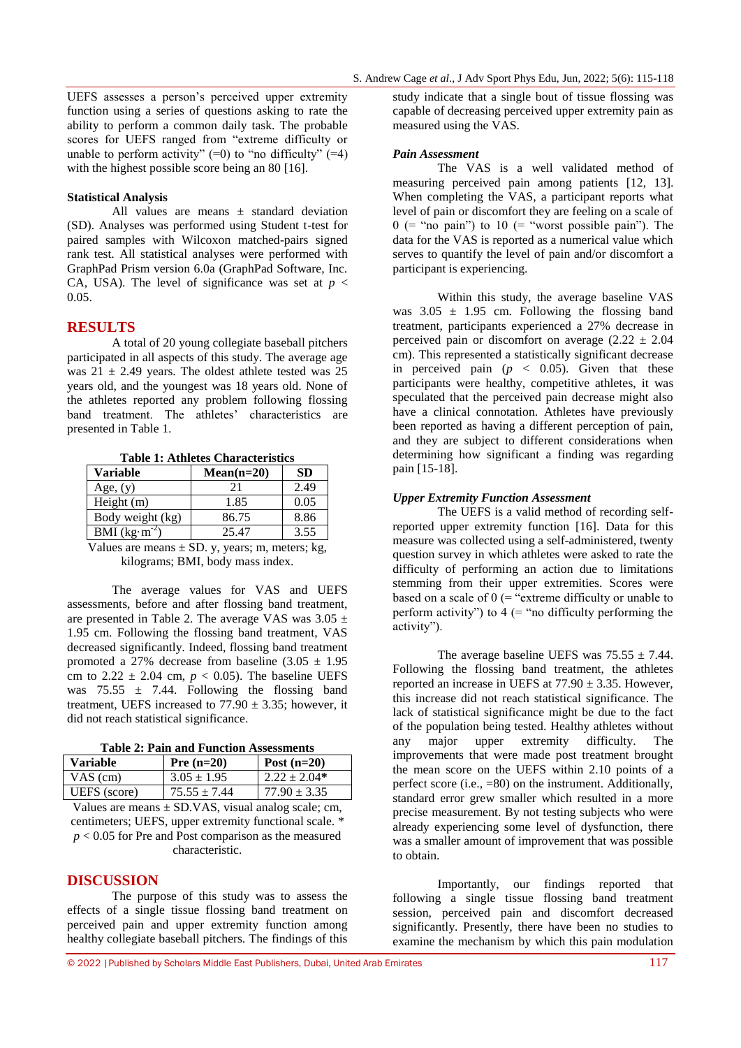UEFS assesses a person's perceived upper extremity function using a series of questions asking to rate the ability to perform a common daily task. The probable scores for UEFS ranged from "extreme difficulty or unable to perform activity" (=0) to "no difficulty" (=4) with the highest possible score being an 80 [16].

### Statistical Analysis

All values are means ± standard deviation (SD). Analyses was performed using Student t-test for paired samples with Wilcoxon matched-pairs signed rank test. All statistical analyses were performed with GraphPad Prism version 6.0a (GraphPad Software, Inc. CA, USA). The level of significance was set at $p < 0.05$.

## RESULTS

A total of 20 young collegiate baseball pitchers participated in all aspects of this study. The average age was 21 ± 2.49 years. The oldest athlete tested was 25 years old, and the youngest was 18 years old. None of the athletes reported any problem following flossing band treatment. The athletes' characteristics are presented in Table 1.

**Table 1: Athletes Characteristics**

| Variable | Mean(n=20) | SD |
|---|---|---|
| Age, (y) | 21 | 2.49 |
| Height (m) | 1.85 | 0.05 |
| Body weight (kg) | 86.75 | 8.86 |
| BMI ($kg \cdot m^{-2}$) | 25.47 | 3.55 |

Values are means ± SD. y, years; m, meters; kg, kilograms; BMI, body mass index.

The average values for VAS and UEFS assessments, before and after flossing band treatment, are presented in Table 2. The average VAS was 3.05 ± 1.95 cm. Following the flossing band treatment, VAS decreased significantly. Indeed, flossing band treatment promoted a 27% decrease from baseline (3.05 ± 1.95 cm to 2.22 ± 2.04 cm, $p < 0.05$). The baseline UEFS was 75.55 ± 7.44. Following the flossing band treatment, UEFS increased to 77.90 ± 3.35; however, it did not reach statistical significance.

**Table 2: Pain and Function Assessments**

| Variable | Pre (n=20) | Post (n=20) |
|---|---|---|
| VAS (cm) | 3.05 ± 1.95 | 2.22 ± 2.04* |
| UEFS (score) | 75.55 ± 7.44 | 77.90 ± 3.35 |

Values are means ± SD.VAS, visual analog scale; cm, centimeters; UEFS, upper extremity functional scale. * $p < 0.05$ for Pre and Post comparison as the measured characteristic.

## DISCUSSION

The purpose of this study was to assess the effects of a single tissue flossing band treatment on perceived pain and upper extremity function among healthy collegiate baseball pitchers. The findings of this study indicate that a single bout of tissue flossing was capable of decreasing perceived upper extremity pain as measured using the VAS.

### *Pain Assessment*

The VAS is a well validated method of measuring perceived pain among patients [12, 13]. When completing the VAS, a participant reports what level of pain or discomfort they are feeling on a scale of 0 (= "no pain") to 10 (= "worst possible pain"). The data for the VAS is reported as a numerical value which serves to quantify the level of pain and/or discomfort a participant is experiencing.

Within this study, the average baseline VAS was 3.05 ± 1.95 cm. Following the flossing band treatment, participants experienced a 27% decrease in perceived pain or discomfort on average (2.22 ± 2.04 cm). This represented a statistically significant decrease in perceived pain ($p < 0.05$). Given that these participants were healthy, competitive athletes, it was speculated that the perceived pain decrease might also have a clinical connotation. Athletes have previously been reported as having a different perception of pain, and they are subject to different considerations when determining how significant a finding was regarding pain [15-18].

### *Upper Extremity Function Assessment*

The UEFS is a valid method of recording self-reported upper extremity function [16]. Data for this measure was collected using a self-administered, twenty question survey in which athletes were asked to rate the difficulty of performing an action due to limitations stemming from their upper extremities. Scores were based on a scale of 0 (= "extreme difficulty or unable to perform activity") to 4 (= "no difficulty performing the activity").

The average baseline UEFS was 75.55 ± 7.44. Following the flossing band treatment, the athletes reported an increase in UEFS at 77.90 ± 3.35. However, this increase did not reach statistical significance. The lack of statistical significance might be due to the fact of the population being tested. Healthy athletes without any major upper extremity difficulty. The improvements that were made post treatment brought the mean score on the UEFS within 2.10 points of a perfect score (i.e., =80) on the instrument. Additionally, standard error grew smaller which resulted in a more precise measurement. By not testing subjects who were already experiencing some level of dysfunction, there was a smaller amount of improvement that was possible to obtain.

Importantly, our findings reported that following a single tissue flossing band treatment session, perceived pain and discomfort decreased significantly. Presently, there have been no studies to examine the mechanism by which this pain modulation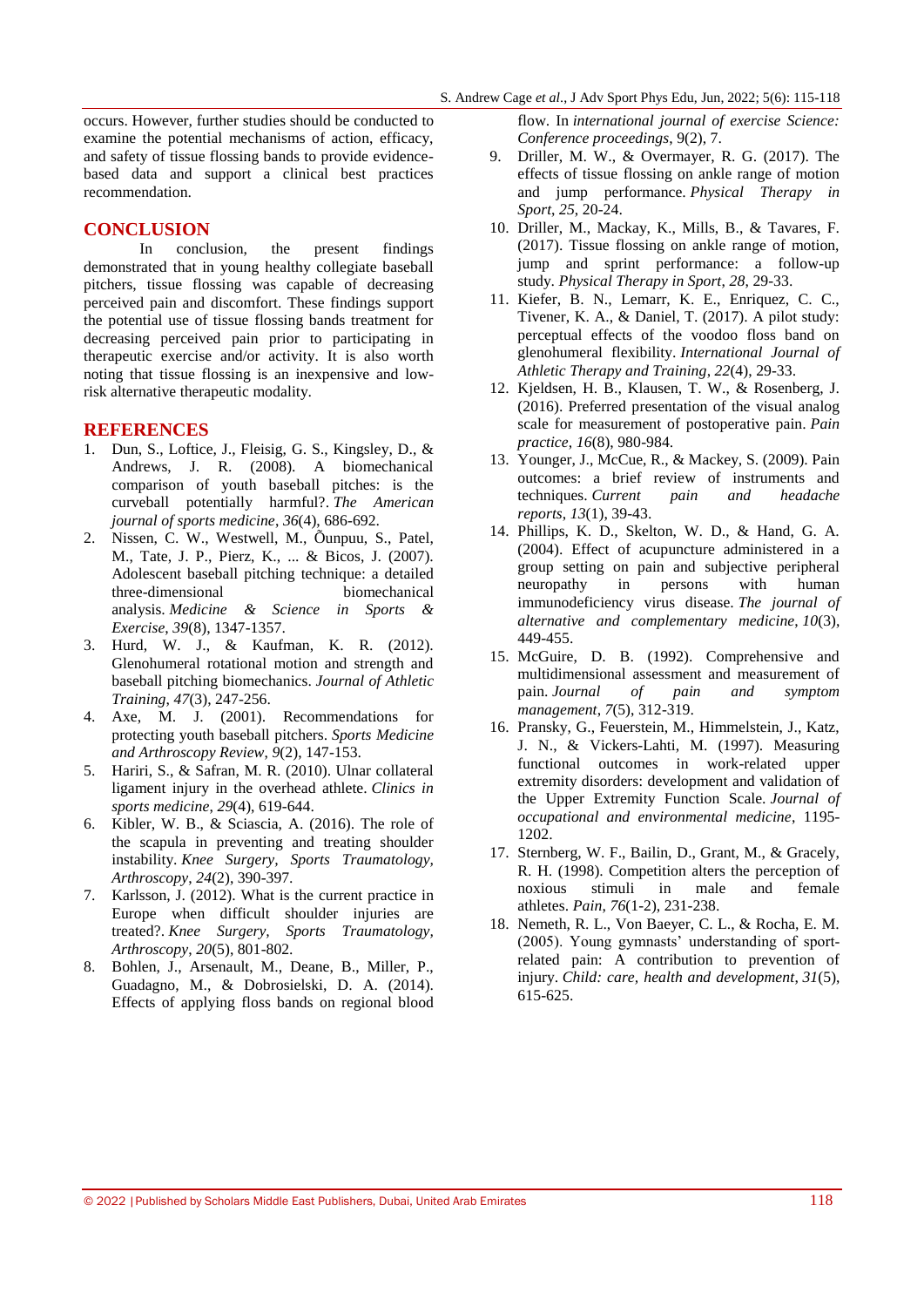occurs. However, further studies should be conducted to examine the potential mechanisms of action, efficacy, and safety of tissue flossing bands to provide evidence-based data and support a clinical best practices recommendation.

## CONCLUSION

In conclusion, the present findings demonstrated that in young healthy collegiate baseball pitchers, tissue flossing was capable of decreasing perceived pain and discomfort. These findings support the potential use of tissue flossing bands treatment for decreasing perceived pain prior to participating in therapeutic exercise and/or activity. It is also worth noting that tissue flossing is an inexpensive and low-risk alternative therapeutic modality.

## REFERENCES

1. Dun, S., Loftice, J., Fleisig, G. S., Kingsley, D., & Andrews, J. R. (2008). A biomechanical comparison of youth baseball pitches: is the curveball potentially harmful?. *The American journal of sports medicine*, *36*(4), 686-692.
2. Nissen, C. W., Westwell, M., Õunpuu, S., Patel, M., Tate, J. P., Pierz, K., ... & Bicos, J. (2007). Adolescent baseball pitching technique: a detailed three-dimensional biomechanical analysis. *Medicine & Science in Sports & Exercise*, *39*(8), 1347-1357.
3. Hurd, W. J., & Kaufman, K. R. (2012). Glenohumeral rotational motion and strength and baseball pitching biomechanics. *Journal of Athletic Training*, *47*(3), 247-256.
4. Axe, M. J. (2001). Recommendations for protecting youth baseball pitchers. *Sports Medicine and Arthroscopy Review*, *9*(2), 147-153.
5. Hariri, S., & Safran, M. R. (2010). Ulnar collateral ligament injury in the overhead athlete. *Clinics in sports medicine*, *29*(4), 619-644.
6. Kibler, W. B., & Sciascia, A. (2016). The role of the scapula in preventing and treating shoulder instability. *Knee Surgery, Sports Traumatology, Arthroscopy*, *24*(2), 390-397.
7. Karlsson, J. (2012). What is the current practice in Europe when difficult shoulder injuries are treated?. *Knee Surgery, Sports Traumatology, Arthroscopy*, *20*(5), 801-802.
8. Bohlen, J., Arsenault, M., Deane, B., Miller, P., Guadagno, M., & Dobrosielski, D. A. (2014). Effects of applying floss bands on regional blood flow. In *international journal of exercise Science: Conference proceedings*, 9(2), 7.
9. Driller, M. W., & Overmayer, R. G. (2017). The effects of tissue flossing on ankle range of motion and jump performance. *Physical Therapy in Sport*, *25*, 20-24.
10. Driller, M., Mackay, K., Mills, B., & Tavares, F. (2017). Tissue flossing on ankle range of motion, jump and sprint performance: a follow-up study. *Physical Therapy in Sport*, *28*, 29-33.
11. Kiefer, B. N., Lemarr, K. E., Enriquez, C. C., Tivener, K. A., & Daniel, T. (2017). A pilot study: perceptual effects of the voodoo floss band on glenohumeral flexibility. *International Journal of Athletic Therapy and Training*, *22*(4), 29-33.
12. Kjeldsen, H. B., Klausen, T. W., & Rosenberg, J. (2016). Preferred presentation of the visual analog scale for measurement of postoperative pain. *Pain practice*, *16*(8), 980-984.
13. Younger, J., McCue, R., & Mackey, S. (2009). Pain outcomes: a brief review of instruments and techniques. *Current pain and headache reports*, *13*(1), 39-43.
14. Phillips, K. D., Skelton, W. D., & Hand, G. A. (2004). Effect of acupuncture administered in a group setting on pain and subjective peripheral neuropathy in persons with human immunodeficiency virus disease. *The journal of alternative and complementary medicine*, *10*(3), 449-455.
15. McGuire, D. B. (1992). Comprehensive and multidimensional assessment and measurement of pain. *Journal of pain and symptom management*, *7*(5), 312-319.
16. Pransky, G., Feuerstein, M., Himmelstein, J., Katz, J. N., & Vickers-Lahti, M. (1997). Measuring functional outcomes in work-related upper extremity disorders: development and validation of the Upper Extremity Function Scale. *Journal of occupational and environmental medicine*, 1195-1202.
17. Sternberg, W. F., Bailin, D., Grant, M., & Gracely, R. H. (1998). Competition alters the perception of noxious stimuli in male and female athletes. *Pain*, *76*(1-2), 231-238.
18. Nemeth, R. L., Von Baeyer, C. L., & Rocha, E. M. (2005). Young gymnasts' understanding of sport-related pain: A contribution to prevention of injury. *Child: care, health and development*, *31*(5), 615-625.